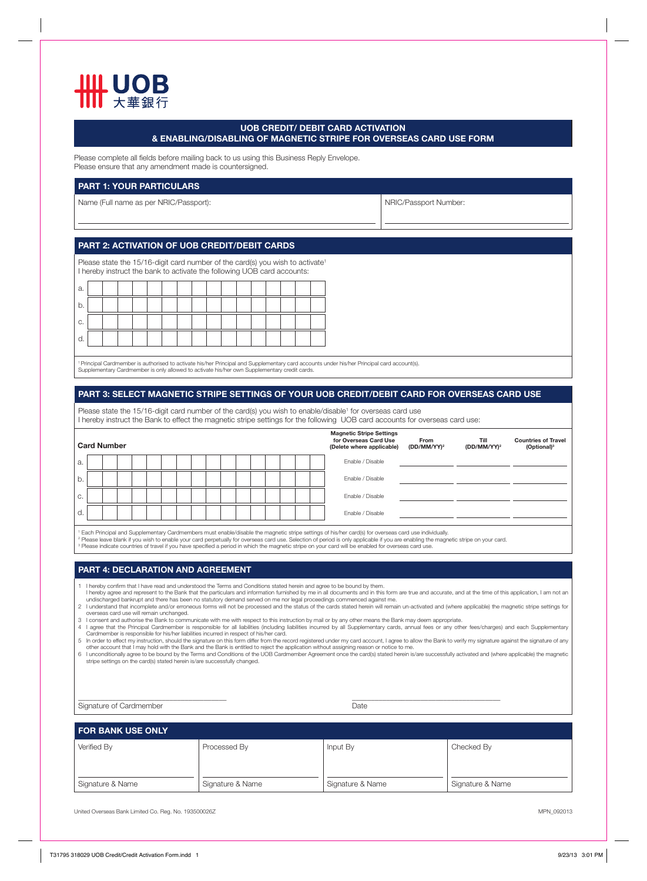UOB 大華銀行

# UOB CREDIT/ DEBIT CARD ACTIVATION & ENABLING/DISABLING OF MAGNETIC STRIPE FOR OVERSEAS CARD USE FORM

Please complete all fields before mailing back to us using this Business Reply Envelope.
Please ensure that any amendment made is countersigned.

## PART 1: YOUR PARTICULARS

| Name (Full name as per NRIC/Passport): | NRIC/Passport Number: |
|---|---|
| | |

## PART 2: ACTIVATION OF UOB CREDIT/DEBIT CARDS

Please state the 15/16-digit card number of the card(s) you wish to activate[1]
I hereby instruct the bank to activate the following UOB card accounts:

| | | | | | | | | | | | | | | | | |
|---|---|---|---|---|---|---|---|---|---|---|---|---|---|---|---|---|
| a. | | | | | | | | | | | | | | | | |
| b. | | | | | | | | | | | | | | | | |
| c. | | | | | | | | | | | | | | | | |
| d. | | | | | | | | | | | | | | | | |

[1] Principal Cardmember is authorised to activate his/her Principal and Supplementary card accounts under his/her Principal card account(s).
Supplementary Cardmember is only allowed to activate his/her own Supplementary credit cards.

## PART 3: SELECT MAGNETIC STRIPE SETTINGS OF YOUR UOB CREDIT/DEBIT CARD FOR OVERSEAS CARD USE

Please state the 15/16-digit card number of the card(s) you wish to enable/disable[1] for overseas card use
I hereby instruct the Bank to effect the magnetic stripe settings for the following UOB card accounts for overseas card use:

| | Card Number | Magnetic Stripe Settings for Overseas Card Use (Delete where applicable) | From (DD/MM/YY)[2] | Till (DD/MM/YY)[2] | Countries of Travel (Optional)[3] |
|---|---|---|---|---|---|
| a. | | Enable / Disable | | | |
| b. | | Enable / Disable | | | |
| c. | | Enable / Disable | | | |
| d. | | Enable / Disable | | | |

[1] Each Principal and Supplementary Cardmembers must enable/disable the magnetic stripe settings of his/her card(s) for overseas card use individually.
[2] Please leave blank if you wish to enable your card perpetually for overseas card use. Selection of period is only applicable if you are enabling the magnetic stripe on your card.
[3] Please indicate countries of travel if you have specified a period in which the magnetic stripe on your card will be enabled for overseas card use.

## PART 4: DECLARATION AND AGREEMENT

1. I hereby confirm that I have read and understood the Terms and Conditions stated herein and agree to be bound by them.
   I hereby agree and represent to the Bank that the particulars and information furnished by me in all documents and in this form are true and accurate, and at the time of this application, I am not an undischarged bankrupt and there has been no statutory demand served on me nor legal proceedings commenced against me.
2. I understand that incomplete and/or erroneous forms will not be processed and the status of the cards stated herein will remain un-activated and (where applicable) the magnetic stripe settings for overseas card use will remain unchanged.
3. I consent and authorise the Bank to communicate with me with respect to this instruction by mail or by any other means the Bank may deem appropriate.
4. I agree that the Principal Cardmember is responsible for all liabilities (including liabilities incurred by all Supplementary cards, annual fees or any other fees/charges) and each Supplementary Cardmember is responsible for his/her liabilities incurred in respect of his/her card.
5. In order to effect my instruction, should the signature on this form differ from the record registered under my card account, I agree to allow the Bank to verify my signature against the signature of any other account that I may hold with the Bank and the Bank is entitled to reject the application without assigning reason or notice to me.
6. I unconditionally agree to be bound by the Terms and Conditions of the UOB Cardmember Agreement once the card(s) stated herein is/are successfully activated and (where applicable) the magnetic stripe settings on the card(s) stated herein is/are successfully changed.

Signature of Cardmember _______________ Date _______________

## FOR BANK USE ONLY

| Verified By | Processed By | Input By | Checked By |
|---|---|---|---|
| Signature & Name | Signature & Name | Signature & Name | Signature & Name |

United Overseas Bank Limited Co. Reg. No. 193500026Z

MPN_092013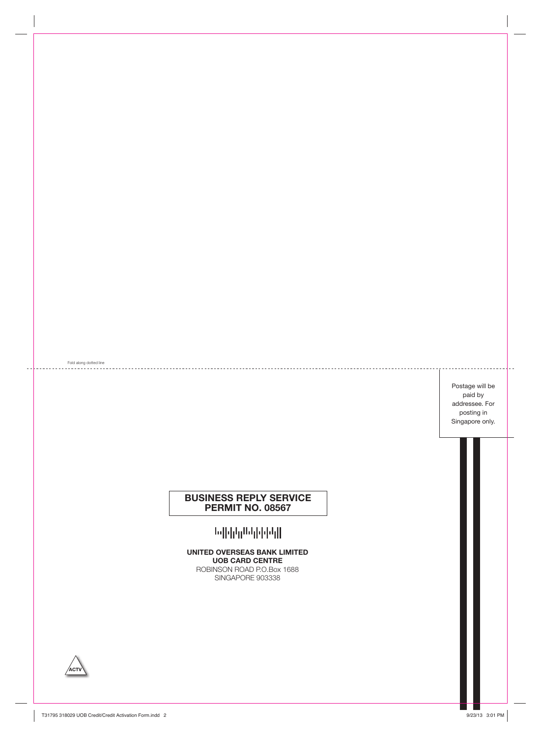Fold along dotted line

Postage will be paid by addressee. For posting in Singapore only.

**BUSINESS REPLY SERVICE**
**PERMIT NO. 08567**

**UNITED OVERSEAS BANK LIMITED**
**UOB CARD CENTRE**
ROBINSON ROAD P.O.Box 1688
SINGAPORE 903338

ACTV